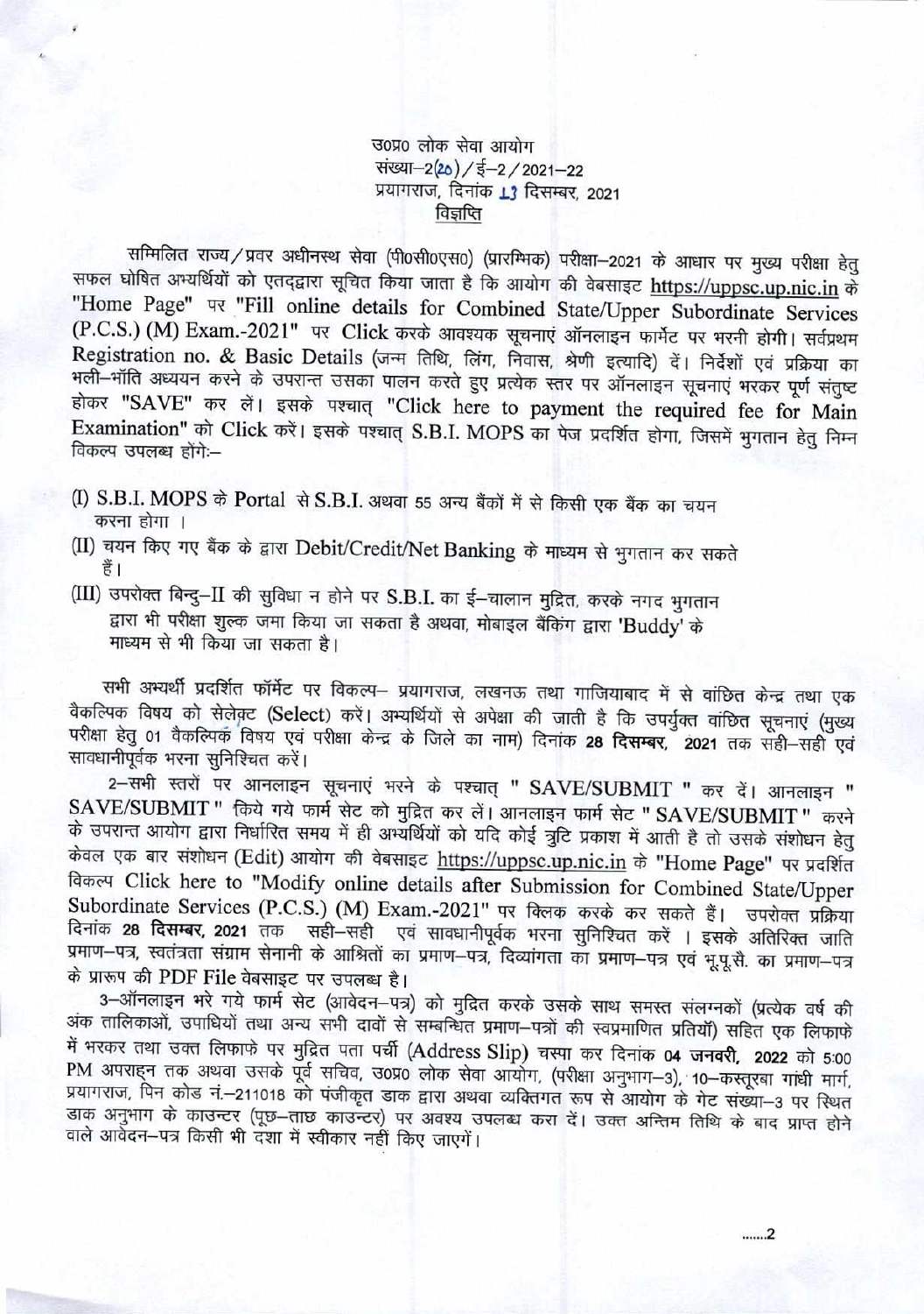उ0प्र0 लोक सेवा आयोग

संख्या–2(20)/ई–2/2021–22

प्रयागराज, दिनांक 13 दिसम्बर, 2021

**विज्ञप्ति**

सम्मिलित राज्य/प्रवर अधीनस्थ सेवा (पी0सी0एस0) (प्रारम्भिक) परीक्षा–2021 के आधार पर मुख्य परीक्षा हेतु सफल घोषित अभ्यर्थियों को एतद्द्वारा सूचित किया जाता है कि आयोग की वेबसाइट https://uppsc.up.nic.in के "Home Page" पर "Fill online details for Combined State/Upper Subordinate Services (P.C.S.) (M) Exam.-2021" पर Click करके आवश्यक सूचनाएं ऑनलाइन फार्मेट पर भरनी होगी। सर्वप्रथम Registration no. & Basic Details (जन्म तिथि, लिंग, निवास, श्रेणी इत्यादि) दें। निर्देशों एवं प्रक्रिया का भली–भांति अध्ययन करने के उपरान्त उसका पालन करते हुए प्रत्येक स्तर पर ऑनलाइन सूचनाएं भरकर पूर्ण संतुष्ट होकर "SAVE" कर लें। इसके पश्चात् "Click here to payment the required fee for Main Examination" को Click करें। इसके पश्चात् S.B.I. MOPS का पेज प्रदर्शित होगा, जिसमें भुगतान हेतु निम्न विकल्प उपलब्ध होंगे:–

(I) S.B.I. MOPS के Portal से S.B.I. अथवा 55 अन्य बैंकों में से किसी एक बैंक का चयन करना होगा ।

(II) चयन किए गए बैंक के द्वारा Debit/Credit/Net Banking के माध्यम से भुगतान कर सकते हैं।

(III) उपरोक्त बिन्दु–II की सुविधा न होने पर S.B.I. का ई–चालान मुद्रित, करके नगद भुगतान द्वारा भी परीक्षा शुल्क जमा किया जा सकता है अथवा, मोबाइल बैंकिंग द्वारा 'Buddy' के माध्यम से भी किया जा सकता है।

सभी अभ्यर्थी प्रदर्शित फॉर्मेट पर विकल्प– प्रयागराज, लखनऊ तथा गाजियाबाद में से वांछित केन्द्र तथा एक वैकल्पिक विषय को सेलेक्ट (Select) करें। अभ्यर्थियों से अपेक्षा की जाती है कि उपर्युक्त वांछित सूचनाएं (मुख्य परीक्षा हेतु 01 वैकल्पिक विषय एवं परीक्षा केन्द्र के जिले का नाम) दिनांक **28 दिसम्बर, 2021** तक सही–सही एवं सावधानीपूर्वक भरना सुनिश्चित करें।

2–सभी स्तरों पर आनलाइन सूचनाएं भरने के पश्चात् " SAVE/SUBMIT " कर दें। आनलाइन " SAVE/SUBMIT " किये गये फार्म सेट को मुद्रित कर लें। आनलाइन फार्म सेट " SAVE/SUBMIT " करने के उपरान्त आयोग द्वारा निर्धारित समय में ही अभ्यर्थियों को यदि कोई त्रुटि प्रकाश में आती है तो उसके संशोधन हेतु केवल एक बार संशोधन (Edit) आयोग की वेबसाइट https://uppsc.up.nic.in के "Home Page" पर प्रदर्शित विकल्प Click here to "Modify online details after Submission for Combined State/Upper Subordinate Services (P.C.S.) (M) Exam.-2021" पर क्लिक करके कर सकते हैं। उपरोक्त प्रक्रिया दिनांक **28 दिसम्बर, 2021** तक सही–सही एवं सावधानीपूर्वक भरना सुनिश्चित करें । इसके अतिरिक्त जाति प्रमाण–पत्र, स्वतंत्रता संग्राम सेनानी के आश्रितों का प्रमाण–पत्र, दिव्यांगता का प्रमाण–पत्र एवं भू.पू.सै. का प्रमाण–पत्र के प्रारूप की PDF File वेबसाइट पर उपलब्ध है।

3–ऑनलाइन भरे गये फार्म सेट (आवेदन–पत्र) को मुद्रित करके उसके साथ समस्त संलग्नकों (प्रत्येक वर्ष की अंक तालिकाओं, उपाधियों तथा अन्य सभी दावों से सम्बन्धित प्रमाण–पत्रों की स्वप्रमाणित प्रतियॉं) सहित एक लिफाफे में भरकर तथा उक्त लिफाफे पर मुद्रित पता पर्ची (Address Slip) चस्पा कर दिनांक **04 जनवरी, 2022** को 5:00 PM अपराह्न तक अथवा उसके पूर्व सचिव, उ0प्र0 लोक सेवा आयोग, (परीक्षा अनुभाग–3), 10–कस्तूरबा गांधी मार्ग, प्रयागराज, पिन कोड नं.–211018 को पंजीकृत डाक द्वारा अथवा व्यक्तिगत रूप से आयोग के गेट संख्या–3 पर स्थित डाक अनुभाग के काउन्टर (पूछ–ताछ काउन्टर) पर अवश्य उपलब्ध करा दें। उक्त अन्तिम तिथि के बाद प्राप्त होने वाले आवेदन–पत्र किसी भी दशा में स्वीकार नहीं किए जाएगें।

.......2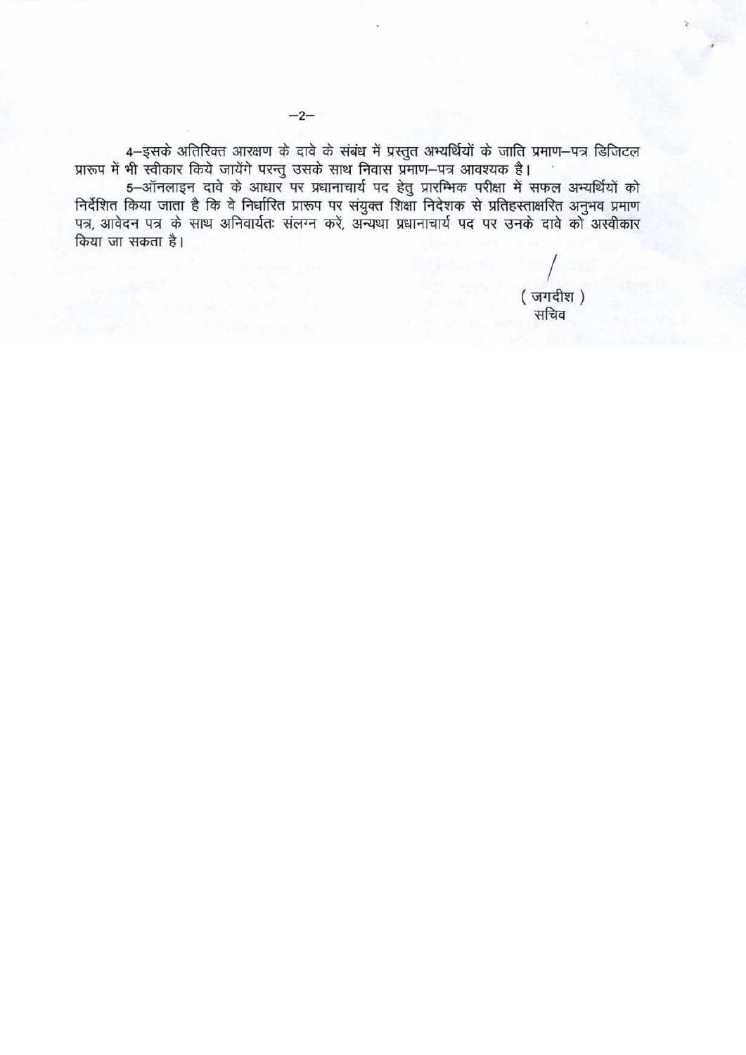4–इसके अतिरिक्त आरक्षण के दावे के संबंध में प्रस्तुत अभ्यर्थियों के जाति प्रमाण–पत्र डिजिटल प्रारूप में भी स्वीकार किये जायेंगे परन्तु उसके साथ निवास प्रमाण–पत्र आवश्यक है।

5–ऑनलाइन दावे के आधार पर प्रधानाचार्य पद हेतु प्रारम्भिक परीक्षा में सफल अभ्यर्थियों को निर्देशित किया जाता है कि वे निर्धारित प्रारूप पर संयुक्त शिक्षा निदेशक से प्रतिहस्ताक्षरित अनुभव प्रमाण पत्र, आवेदन पत्र के साथ अनिवार्यतः संलग्न करें, अन्यथा प्रधानाचार्य पद पर उनके दावे को अस्वीकार किया जा सकता है।

( जगदीश )
सचिव